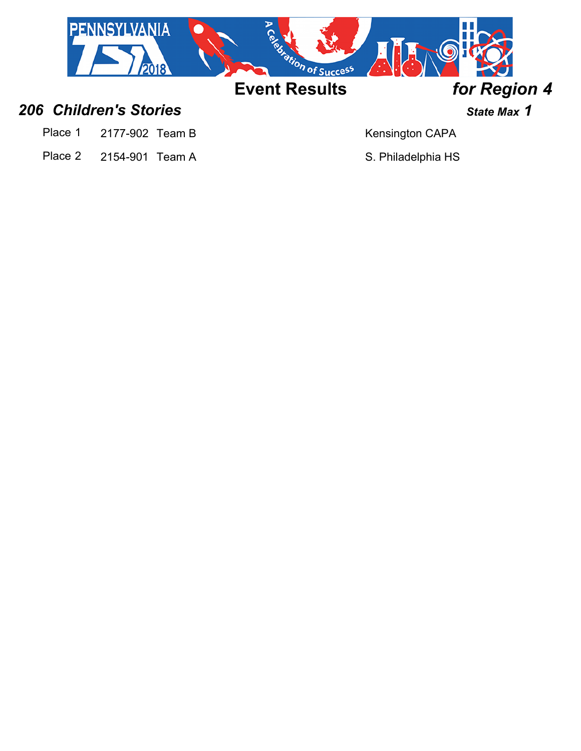# Event Results *for Region 4*

## *206 Children's Stories* — *State Max 1*

| Place | Team ID | Team | School |
|---|---|---|---|
| Place 1 | 2177-902 | Team B | Kensington CAPA |
| Place 2 | 2154-901 | Team A | S. Philadelphia HS |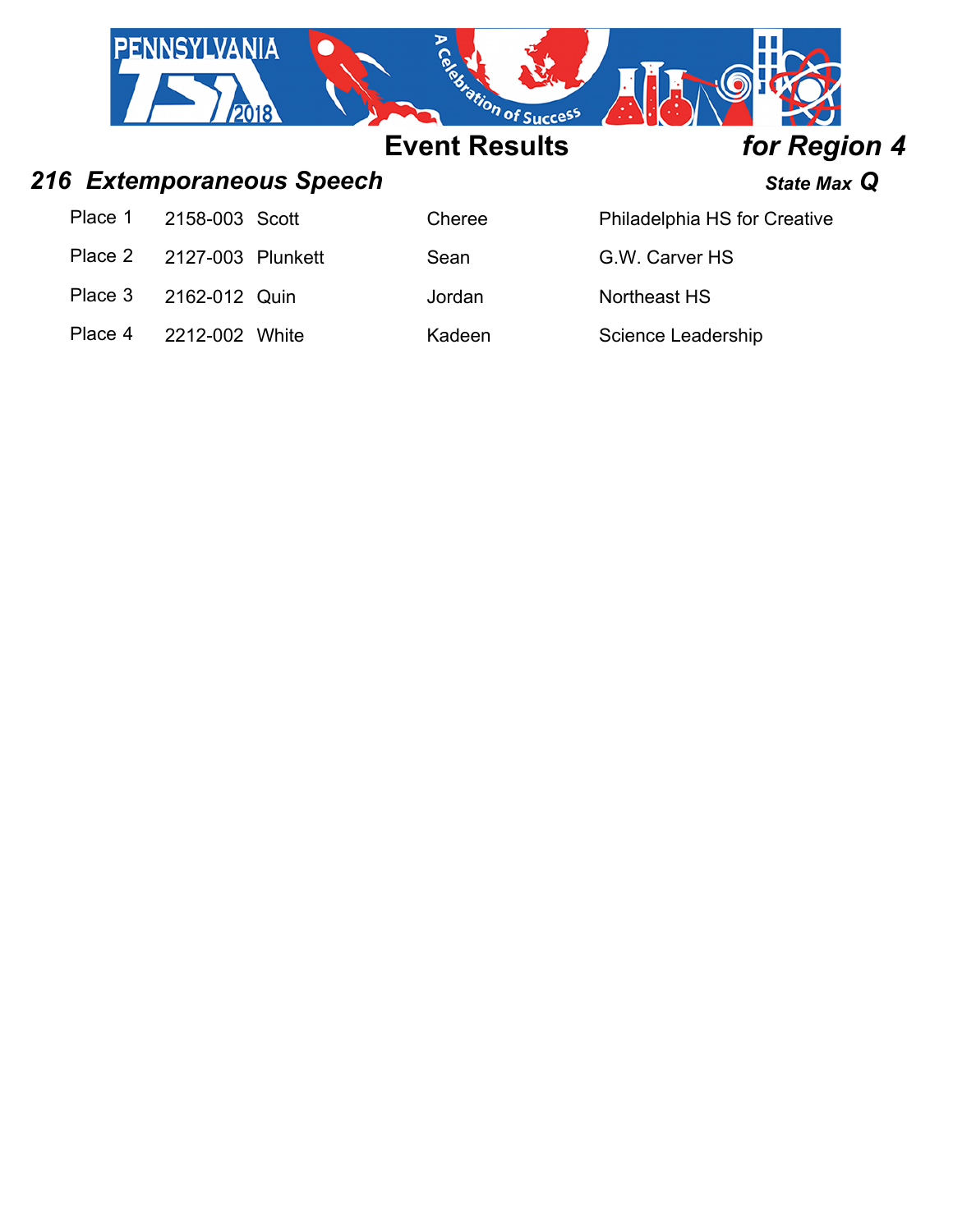## Event Results *for Region 4*

### *216 Extemporaneous Speech* *State Max* ***Q***

| Place | ID | Last Name | First Name | School |
|---|---|---|---|---|
| Place 1 | 2158-003 | Scott | Cheree | Philadelphia HS for Creative |
| Place 2 | 2127-003 | Plunkett | Sean | G.W. Carver HS |
| Place 3 | 2162-012 | Quin | Jordan | Northeast HS |
| Place 4 | 2212-002 | White | Kadeen | Science Leadership |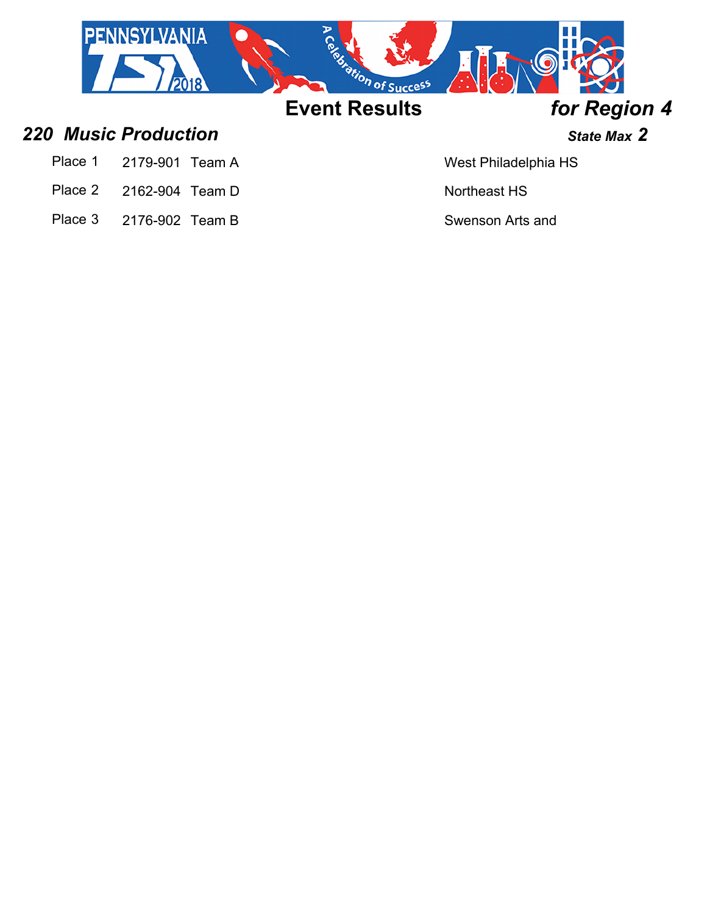## Event Results — *for Region 4*

### *220 Music Production*

***State Max* 2**

| Place | ID | Team | School |
|---|---|---|---|
| Place 1 | 2179-901 | Team A | West Philadelphia HS |
| Place 2 | 2162-904 | Team D | Northeast HS |
| Place 3 | 2176-902 | Team B | Swenson Arts and |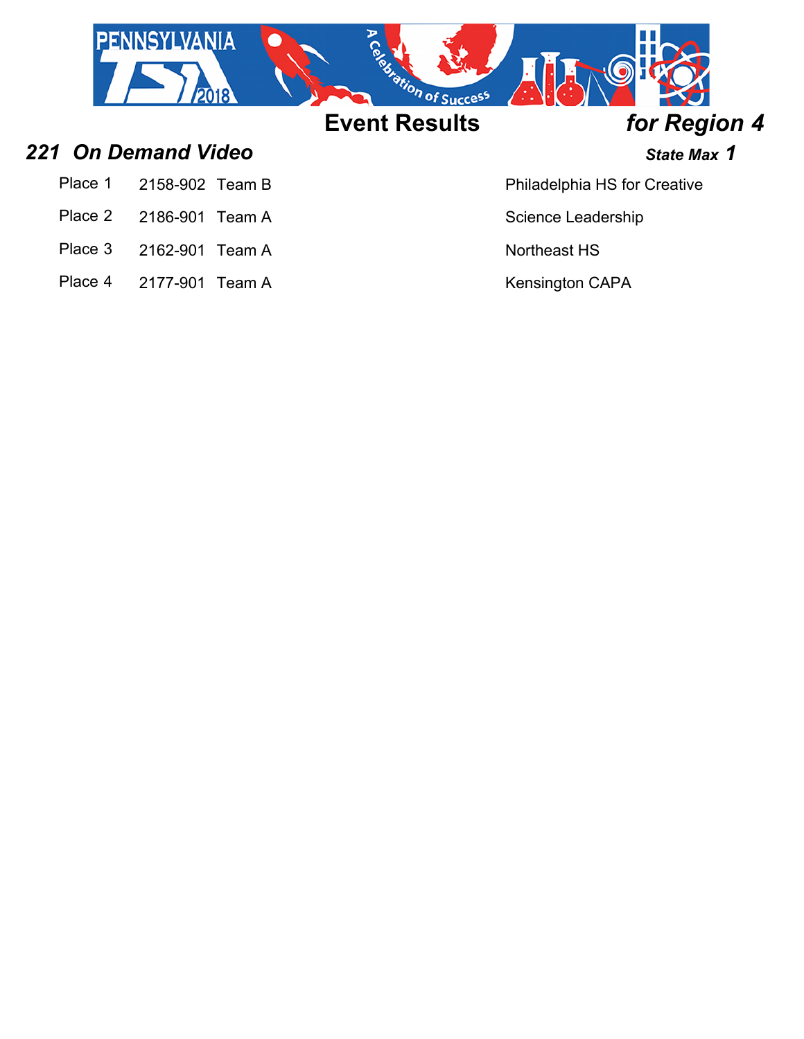# Event Results *for Region 4*

## *221 On Demand Video*

***State Max 1***

| Place | ID | Team | School |
|---|---|---|---|
| Place 1 | 2158-902 | Team B | Philadelphia HS for Creative |
| Place 2 | 2186-901 | Team A | Science Leadership |
| Place 3 | 2162-901 | Team A | Northeast HS |
| Place 4 | 2177-901 | Team A | Kensington CAPA |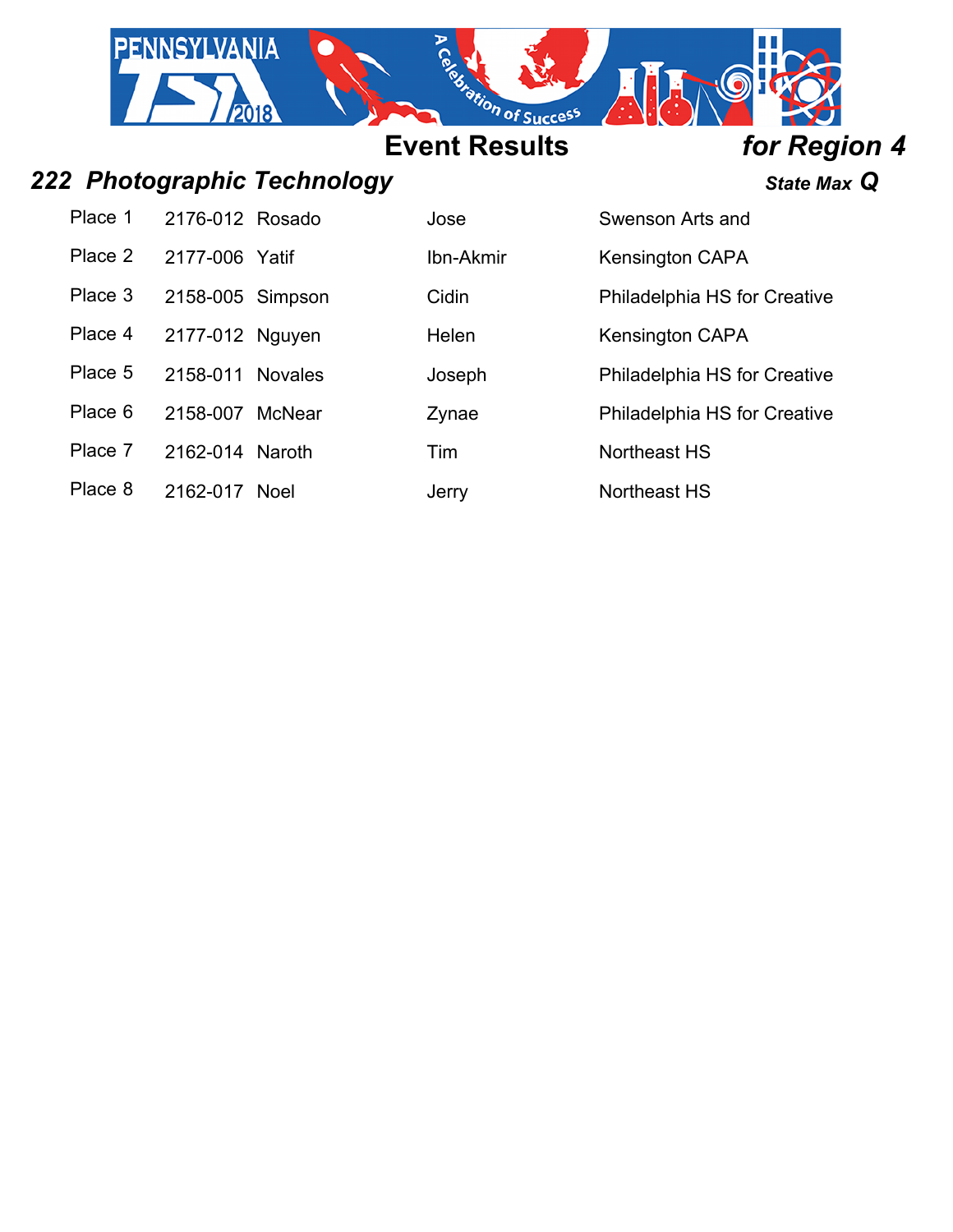# Event Results for Region 4

## 222 Photographic Technology

State Max **Q**

| Place | ID | Last Name | First Name | School |
|---|---|---|---|---|
| Place 1 | 2176-012 | Rosado | Jose | Swenson Arts and |
| Place 2 | 2177-006 | Yatif | Ibn-Akmir | Kensington CAPA |
| Place 3 | 2158-005 | Simpson | Cidin | Philadelphia HS for Creative |
| Place 4 | 2177-012 | Nguyen | Helen | Kensington CAPA |
| Place 5 | 2158-011 | Novales | Joseph | Philadelphia HS for Creative |
| Place 6 | 2158-007 | McNear | Zynae | Philadelphia HS for Creative |
| Place 7 | 2162-014 | Naroth | Tim | Northeast HS |
| Place 8 | 2162-017 | Noel | Jerry | Northeast HS |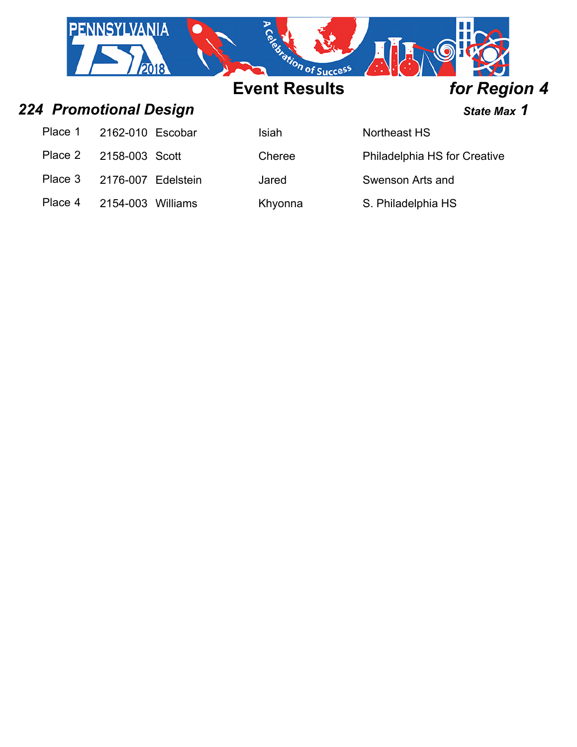## Event Results *for Region 4*

### *224 Promotional Design* *State Max 1*

| Place | ID | Last Name | First Name | School |
|---|---|---|---|---|
| Place 1 | 2162-010 | Escobar | Isiah | Northeast HS |
| Place 2 | 2158-003 | Scott | Cheree | Philadelphia HS for Creative |
| Place 3 | 2176-007 | Edelstein | Jared | Swenson Arts and |
| Place 4 | 2154-003 | Williams | Khyonna | S. Philadelphia HS |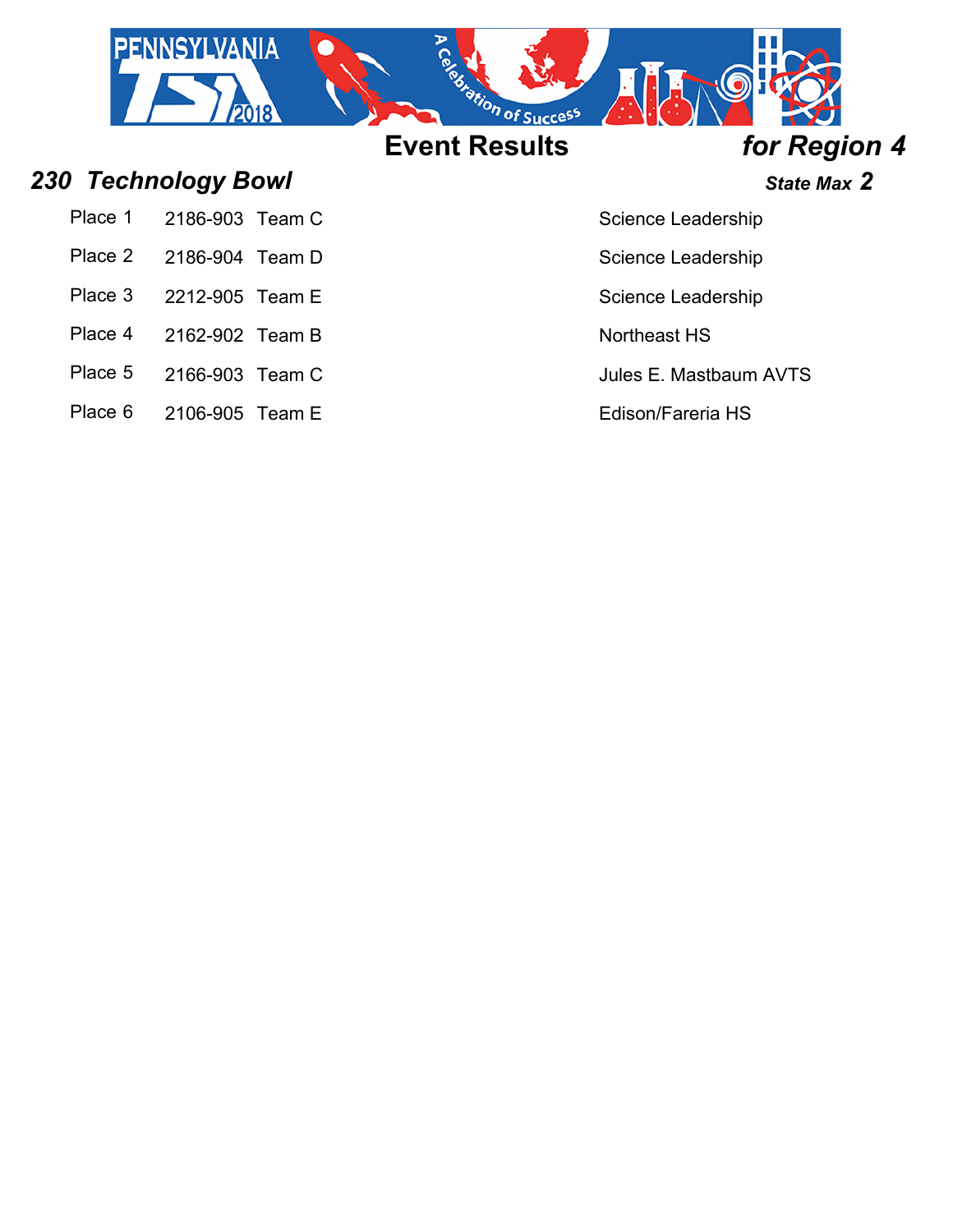# Event Results *for Region 4*

## *230 Technology Bowl*

***State Max 2***

| Place | ID | Team | School |
|---|---|---|---|
| Place 1 | 2186-903 | Team C | Science Leadership |
| Place 2 | 2186-904 | Team D | Science Leadership |
| Place 3 | 2212-905 | Team E | Science Leadership |
| Place 4 | 2162-902 | Team B | Northeast HS |
| Place 5 | 2166-903 | Team C | Jules E. Mastbaum AVTS |
| Place 6 | 2106-905 | Team E | Edison/Fareria HS |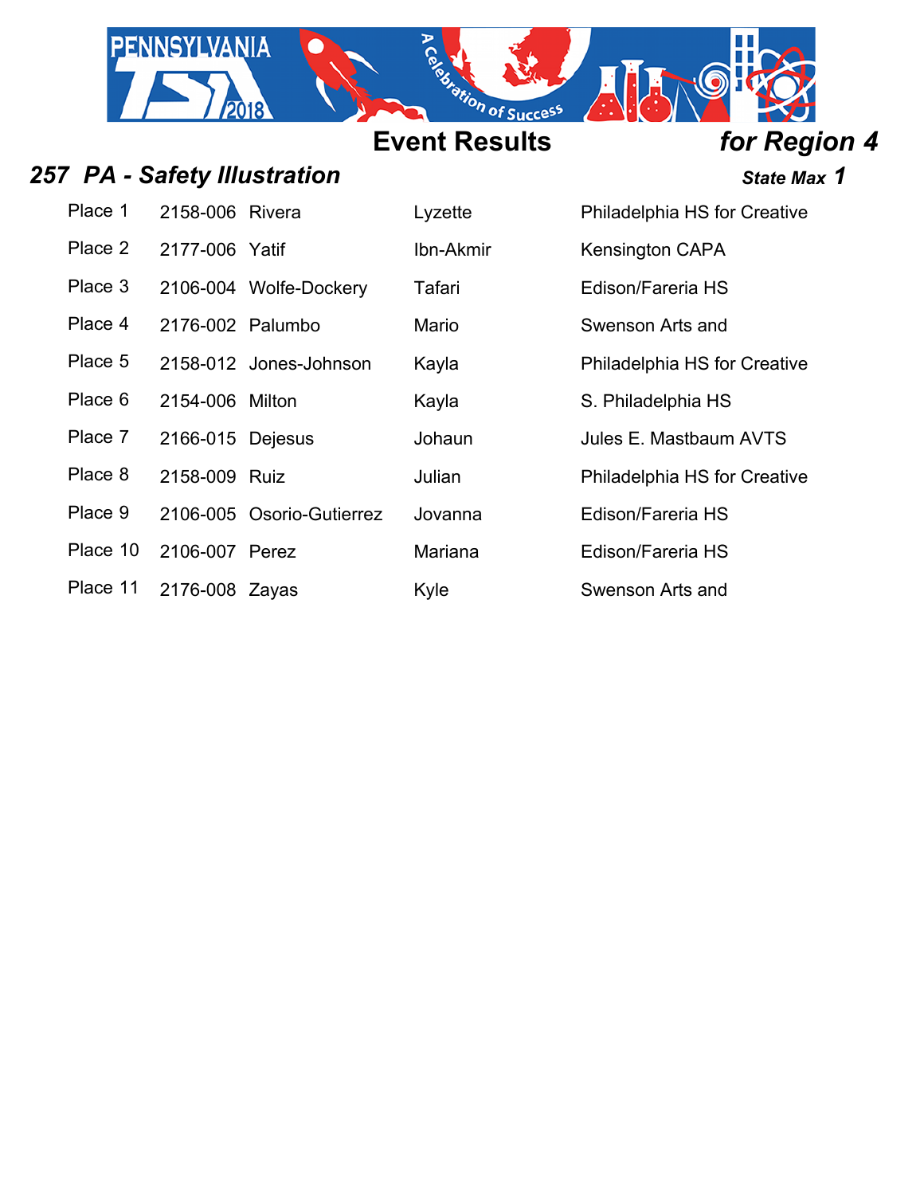# Event Results *for Region 4*

## *257 PA - Safety Illustration*

***State Max 1***

| Place | ID | Last Name | First Name | School |
|---|---|---|---|---|
| Place 1 | 2158-006 | Rivera | Lyzette | Philadelphia HS for Creative |
| Place 2 | 2177-006 | Yatif | Ibn-Akmir | Kensington CAPA |
| Place 3 | 2106-004 | Wolfe-Dockery | Tafari | Edison/Fareria HS |
| Place 4 | 2176-002 | Palumbo | Mario | Swenson Arts and |
| Place 5 | 2158-012 | Jones-Johnson | Kayla | Philadelphia HS for Creative |
| Place 6 | 2154-006 | Milton | Kayla | S. Philadelphia HS |
| Place 7 | 2166-015 | Dejesus | Johaun | Jules E. Mastbaum AVTS |
| Place 8 | 2158-009 | Ruiz | Julian | Philadelphia HS for Creative |
| Place 9 | 2106-005 | Osorio-Gutierrez | Jovanna | Edison/Fareria HS |
| Place 10 | 2106-007 | Perez | Mariana | Edison/Fareria HS |
| Place 11 | 2176-008 | Zayas | Kyle | Swenson Arts and |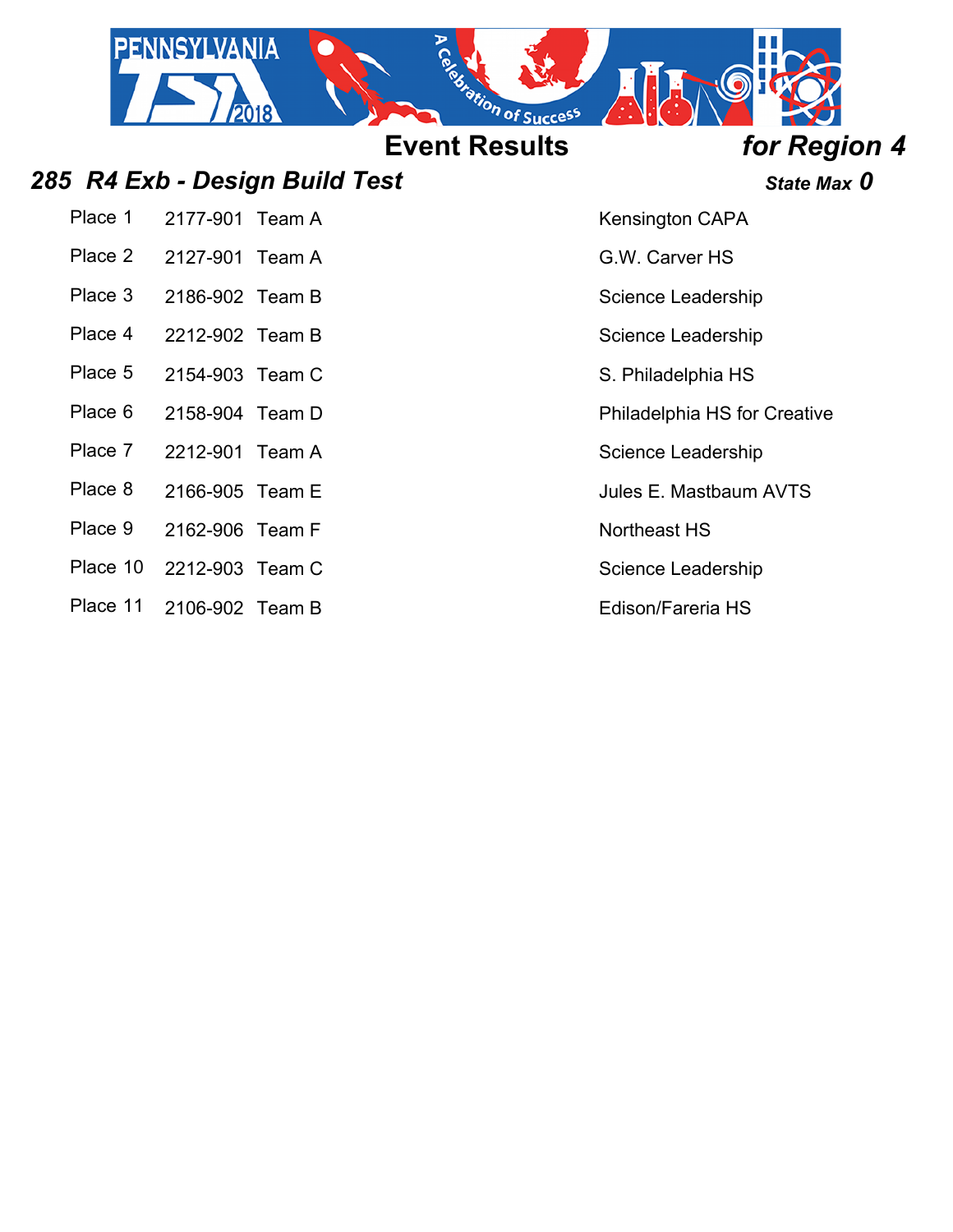## Event Results *for Region 4*

### *285 R4 Exb - Design Build Test*

***State Max 0***

| | | | |
|---|---|---|---|
| Place 1 | 2177-901 | Team A | Kensington CAPA |
| Place 2 | 2127-901 | Team A | G.W. Carver HS |
| Place 3 | 2186-902 | Team B | Science Leadership |
| Place 4 | 2212-902 | Team B | Science Leadership |
| Place 5 | 2154-903 | Team C | S. Philadelphia HS |
| Place 6 | 2158-904 | Team D | Philadelphia HS for Creative |
| Place 7 | 2212-901 | Team A | Science Leadership |
| Place 8 | 2166-905 | Team E | Jules E. Mastbaum AVTS |
| Place 9 | 2162-906 | Team F | Northeast HS |
| Place 10 | 2212-903 | Team C | Science Leadership |
| Place 11 | 2106-902 | Team B | Edison/Fareria HS |